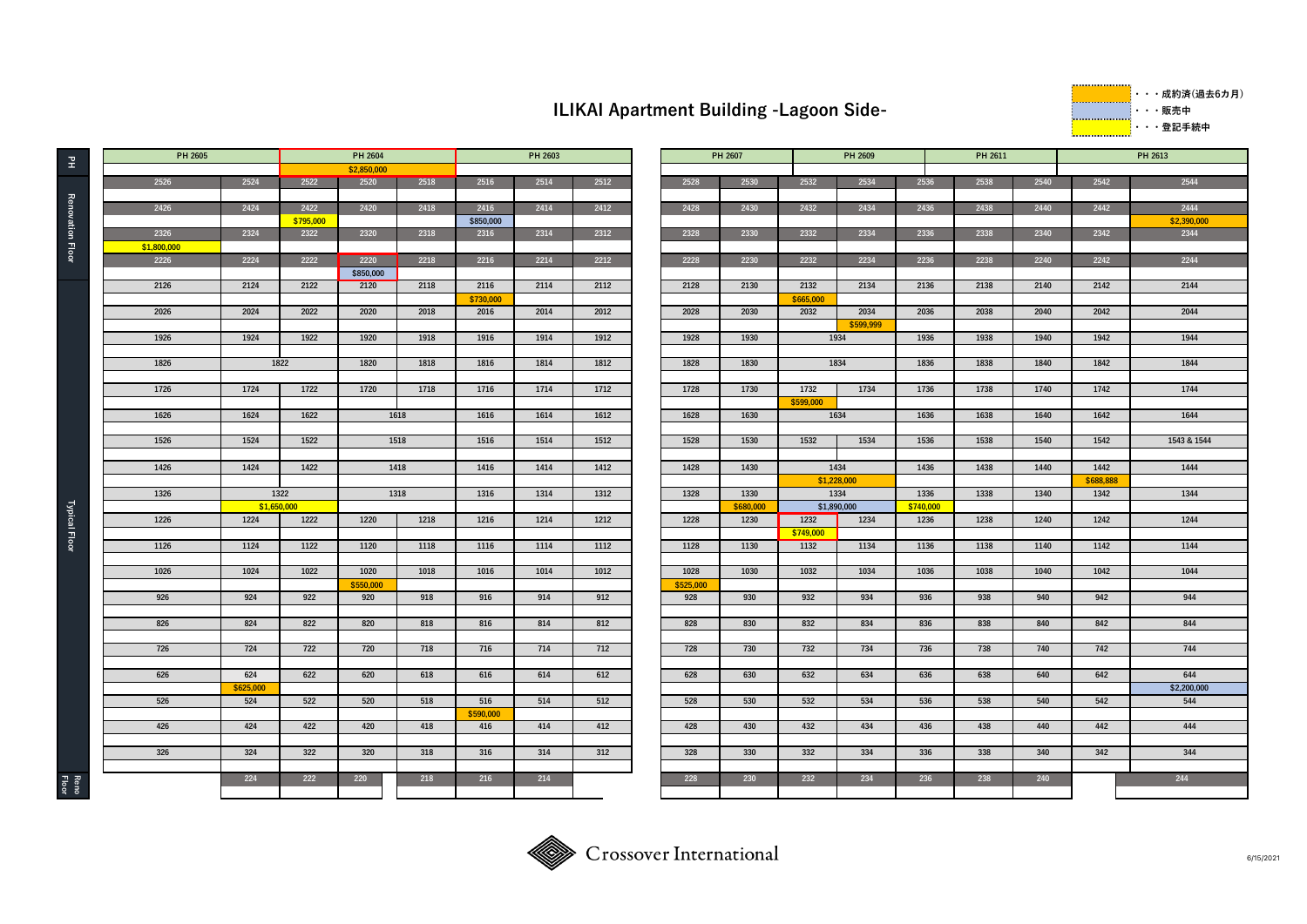# ILIKAI Apartment Building -Lagoon Side-

・・・成約済(過去6カ月)
・・・販売中
・・・登記手続中

| Floor | | | | | | | | |
|---|---|---|---|---|---|---|---|---|
| PH | PH 2605 | | PH 2604 | | | PH 2603 | | |
| | | | $2,850,000 | | | | | |
| Renovation Floor | 2526 | 2524 | 2522 | 2520 | 2518 | 2516 | 2514 | 2512 |
| | | | | | | | | |
| | 2426 | 2424 | 2422 | 2420 | 2418 | 2416 | 2414 | 2412 |
| | | | $795,000 | | | $850,000 | | |
| | 2326 | 2324 | 2322 | 2320 | 2318 | 2316 | 2314 | 2312 |
| | $1,800,000 | | | | | | | |
| | 2226 | 2224 | 2222 | 2220 | 2218 | 2216 | 2214 | 2212 |
| | | | | $850,000 | | | | |
| Typical Floor | 2126 | 2124 | 2122 | 2120 | 2118 | 2116 | 2114 | 2112 |
| | | | | | | $730,000 | | |
| | 2026 | 2024 | 2022 | 2020 | 2018 | 2016 | 2014 | 2012 |
| | | | | | | | | |
| | 1926 | 1924 | 1922 | 1920 | 1918 | 1916 | 1914 | 1912 |
| | | | | | | | | |
| | 1826 | 1822 | | 1820 | 1818 | 1816 | 1814 | 1812 |
| | | | | | | | | |
| | 1726 | 1724 | 1722 | 1720 | 1718 | 1716 | 1714 | 1712 |
| | | | | | | | | |
| | 1626 | 1624 | 1622 | 1618 | | 1616 | 1614 | 1612 |
| | | | | | | | | |
| | 1526 | 1524 | 1522 | 1518 | | 1516 | 1514 | 1512 |
| | | | | | | | | |
| | 1426 | 1424 | 1422 | 1418 | | 1416 | 1414 | 1412 |
| | | | | | | | | |
| | 1326 | 1322 | | 1318 | | 1316 | 1314 | 1312 |
| | | $1,650,000 | | | | | | |
| | 1226 | 1224 | 1222 | 1220 | 1218 | 1216 | 1214 | 1212 |
| | | | | | | | | |
| | 1126 | 1124 | 1122 | 1120 | 1118 | 1116 | 1114 | 1112 |
| | | | | | | | | |
| | 1026 | 1024 | 1022 | 1020 | 1018 | 1016 | 1014 | 1012 |
| | | | | $550,000 | | | | |
| | 926 | 924 | 922 | 920 | 918 | 916 | 914 | 912 |
| | | | | | | | | |
| | 826 | 824 | 822 | 820 | 818 | 816 | 814 | 812 |
| | | | | | | | | |
| | 726 | 724 | 722 | 720 | 718 | 716 | 714 | 712 |
| | | | | | | | | |
| | 626 | 624 | 622 | 620 | 618 | 616 | 614 | 612 |
| | | $625,000 | | | | | | |
| | 526 | 524 | 522 | 520 | 518 | 516 | 514 | 512 |
| | | | | | | $590,000 | | |
| | 426 | 424 | 422 | 420 | 418 | 416 | 414 | 412 |
| | | | | | | | | |
| | 326 | 324 | 322 | 320 | 318 | 316 | 314 | 312 |
| | | | | | | | | |
| Reno Floor | | 224 | 222 | 220 | 218 | 216 | 214 | |
| | | | | | | | | |

| Floor | | | | | | | | | |
|---|---|---|---|---|---|---|---|---|---|
| PH | PH 2607 | | PH 2609 | | | PH 2611 | | PH 2613 | |
| | | | | | | | | | |
| Renovation Floor | 2528 | 2530 | 2532 | 2534 | 2536 | 2538 | 2540 | 2542 | 2544 |
| | | | | | | | | | |
| | 2428 | 2430 | 2432 | 2434 | 2436 | 2438 | 2440 | 2442 | 2444 |
| | | | | | | | | | $2,390,000 |
| | 2328 | 2330 | 2332 | 2334 | 2336 | 2338 | 2340 | 2342 | 2344 |
| | | | | | | | | | |
| | 2228 | 2230 | 2232 | 2234 | 2236 | 2238 | 2240 | 2242 | 2244 |
| | | | | | | | | | |
| Typical Floor | 2128 | 2130 | 2132 | 2134 | 2136 | 2138 | 2140 | 2142 | 2144 |
| | | | $665,000 | | | | | | |
| | 2028 | 2030 | 2032 | 2034 | 2036 | 2038 | 2040 | 2042 | 2044 |
| | | | | $599,999 | | | | | |
| | 1928 | 1930 | 1934 | | 1936 | 1938 | 1940 | 1942 | 1944 |
| | | | | | | | | | |
| | 1828 | 1830 | 1834 | | 1836 | 1838 | 1840 | 1842 | 1844 |
| | | | | | | | | | |
| | 1728 | 1730 | 1732 | 1734 | 1736 | 1738 | 1740 | 1742 | 1744 |
| | | | $599,000 | | | | | | |
| | 1628 | 1630 | 1634 | | 1636 | 1638 | 1640 | 1642 | 1644 |
| | | | | | | | | | |
| | 1528 | 1530 | 1532 | 1534 | 1536 | 1538 | 1540 | 1542 | 1543 & 1544 |
| | | | | | | | | | |
| | 1428 | 1430 | 1434 | | 1436 | 1438 | 1440 | 1442 | 1444 |
| | | | $1,228,000 | | | | | $688,888 | |
| | 1328 | 1330 | 1334 | | 1336 | 1338 | 1340 | 1342 | 1344 |
| | | $680,000 | $1,890,000 | | $740,000 | | | | |
| | 1228 | 1230 | 1232 | 1234 | 1236 | 1238 | 1240 | 1242 | 1244 |
| | | | $749,000 | | | | | | |
| | 1128 | 1130 | 1132 | 1134 | 1136 | 1138 | 1140 | 1142 | 1144 |
| | | | | | | | | | |
| | 1028 | 1030 | 1032 | 1034 | 1036 | 1038 | 1040 | 1042 | 1044 |
| | $525,000 | | | | | | | | |
| | 928 | 930 | 932 | 934 | 936 | 938 | 940 | 942 | 944 |
| | | | | | | | | | |
| | 828 | 830 | 832 | 834 | 836 | 838 | 840 | 842 | 844 |
| | | | | | | | | | |
| | 728 | 730 | 732 | 734 | 736 | 738 | 740 | 742 | 744 |
| | | | | | | | | | |
| | 628 | 630 | 632 | 634 | 636 | 638 | 640 | 642 | 644 |
| | | | | | | | | | $2,200,000 |
| | 528 | 530 | 532 | 534 | 536 | 538 | 540 | 542 | 544 |
| | | | | | | | | | |
| | 428 | 430 | 432 | 434 | 436 | 438 | 440 | 442 | 444 |
| | | | | | | | | | |
| | 328 | 330 | 332 | 334 | 336 | 338 | 340 | 342 | 344 |
| | | | | | | | | | |
| Reno Floor | 228 | 230 | 232 | 234 | 236 | 238 | 240 | | 244 |
| | | | | | | | | | |

Crossover International

6/15/2021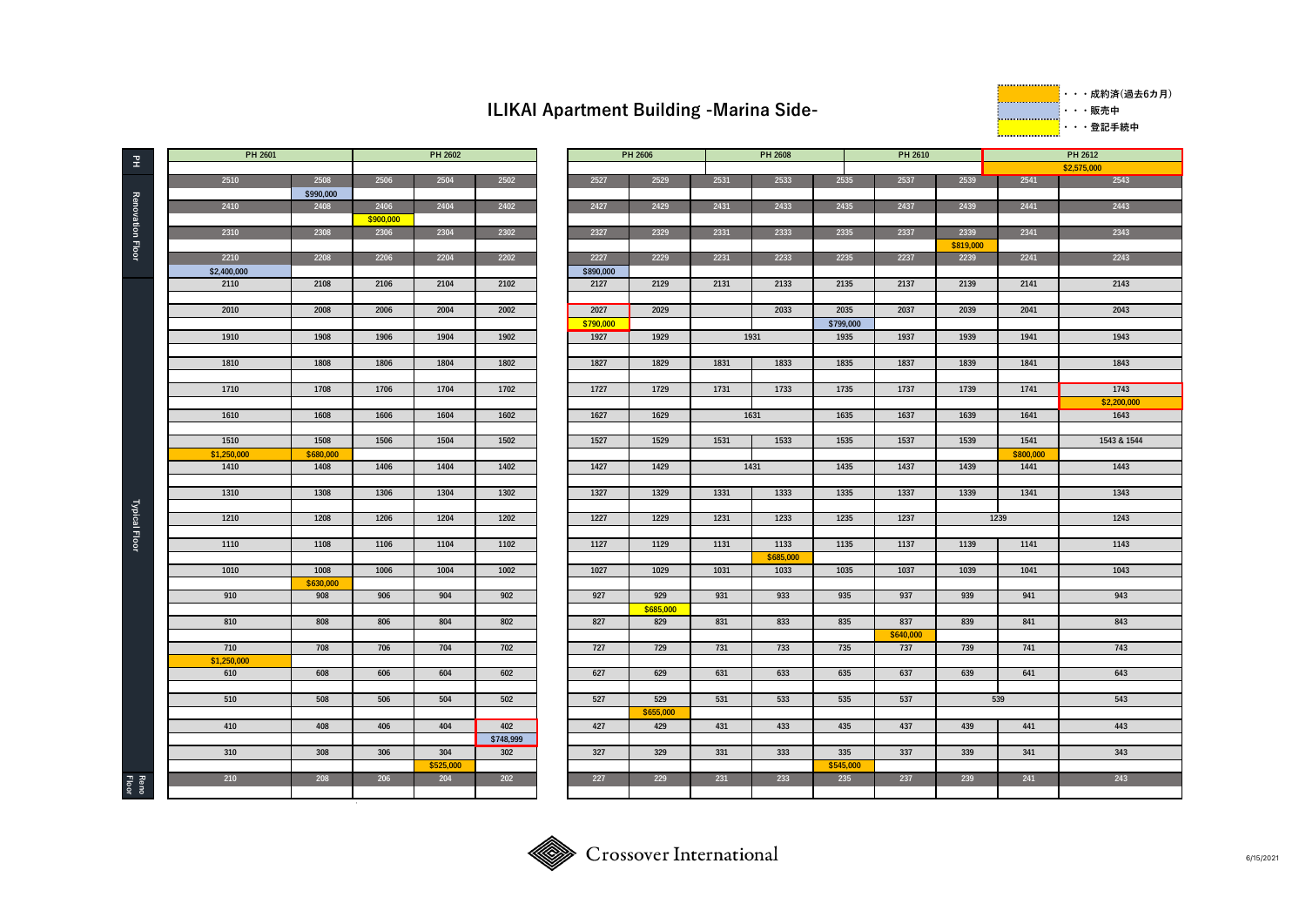# ILIKAI Apartment Building -Marina Side-

| | |
|---|---|
| Orange | ・・・成約済(過去6カ月) |
| Blue | ・・・販売中 |
| Yellow | ・・・登記手続中 |

| | | | | | | | | | | | | | |
|---|---|---|---|---|---|---|---|---|---|---|---|---|---|
| PH | PH 2601 | | PH 2602 | | | PH 2606 | | PH 2608 | | | PH 2610 | | PH 2612 $2,575,000 |
| Renovation Floor | 2510 | 2508 $990,000 | 2506 | 2504 | 2502 | 2527 | 2529 | 2531 | 2533 | 2535 | 2537 | 2539 | 2541 / 2543 |
| Renovation Floor | 2410 | 2408 | 2406 $900,000 | 2404 | 2402 | 2427 | 2429 | 2431 | 2433 | 2435 | 2437 | 2439 | 2441 / 2443 |
| Renovation Floor | 2310 | 2308 | 2306 | 2304 | 2302 | 2327 | 2329 | 2331 | 2333 | 2335 | 2337 | 2339 $819,000 | 2341 / 2343 |
| Renovation Floor | 2210 $2,400,000 | 2208 | 2206 | 2204 | 2202 | 2227 $890,000 | 2229 | 2231 | 2233 | 2235 | 2237 | 2239 | 2241 / 2243 |
| Typical Floor | 2110 | 2108 | 2106 | 2104 | 2102 | 2127 | 2129 | 2131 | 2133 | 2135 | 2137 | 2139 | 2141 / 2143 |
| Typical Floor | 2010 | 2008 | 2006 | 2004 | 2002 | 2027 $790,000 | 2029 | | 2033 | 2035 $799,000 | 2037 | 2039 | 2041 / 2043 |
| Typical Floor | 1910 | 1908 | 1906 | 1904 | 1902 | 1927 | 1929 | 1931 | | 1935 | 1937 | 1939 | 1941 / 1943 |
| Typical Floor | 1810 | 1808 | 1806 | 1804 | 1802 | 1827 | 1829 | 1831 | 1833 | 1835 | 1837 | 1839 | 1841 / 1843 |
| Typical Floor | 1710 | 1708 | 1706 | 1704 | 1702 | 1727 | 1729 | 1731 | 1733 | 1735 | 1737 | 1739 | 1741 / 1743 $2,200,000 |
| Typical Floor | 1610 | 1608 | 1606 | 1604 | 1602 | 1627 | 1629 | 1631 | | 1635 | 1637 | 1639 | 1641 / 1643 |
| Typical Floor | 1510 $1,250,000 | 1508 $680,000 | 1506 | 1504 | 1502 | 1527 | 1529 | 1531 | 1533 | 1535 | 1537 | 1539 | 1541 $800,000 / 1543 & 1544 |
| Typical Floor | 1410 | 1408 | 1406 | 1404 | 1402 | 1427 | 1429 | 1431 | | 1435 | 1437 | 1439 | 1441 / 1443 |
| Typical Floor | 1310 | 1308 | 1306 | 1304 | 1302 | 1327 | 1329 | 1331 | 1333 | 1335 | 1337 | 1339 | 1341 / 1343 |
| Typical Floor | 1210 | 1208 | 1206 | 1204 | 1202 | 1227 | 1229 | 1231 | 1233 | 1235 | 1237 | 1239 | 1243 |
| Typical Floor | 1110 | 1108 | 1106 | 1104 | 1102 | 1127 | 1129 | 1131 | 1133 $685,000 | 1135 | 1137 | 1139 | 1141 / 1143 |
| Typical Floor | 1010 | 1008 $630,000 | 1006 | 1004 | 1002 | 1027 | 1029 | 1031 | 1033 | 1035 | 1037 | 1039 | 1041 / 1043 |
| Typical Floor | 910 | 908 | 906 | 904 | 902 | 927 | 929 $685,000 | 931 | 933 | 935 | 937 | 939 | 941 / 943 |
| Typical Floor | 810 | 808 | 806 | 804 | 802 | 827 | 829 | 831 | 833 | 835 | 837 $640,000 | 839 | 841 / 843 |
| Typical Floor | 710 $1,250,000 | 708 | 706 | 704 | 702 | 727 | 729 | 731 | 733 | 735 | 737 | 739 | 741 / 743 |
| Typical Floor | 610 | 608 | 606 | 604 | 602 | 627 | 629 | 631 | 633 | 635 | 637 | 639 | 641 / 643 |
| Typical Floor | 510 | 508 | 506 | 504 | 502 | 527 | 529 $655,000 | 531 | 533 | 535 | 537 | 539 | 543 |
| Typical Floor | 410 | 408 | 406 | 404 | 402 $748,999 | 427 | 429 | 431 | 433 | 435 | 437 | 439 | 441 / 443 |
| Typical Floor | 310 | 308 | 306 | 304 $525,000 | 302 | 327 | 329 | 331 | 333 | 335 $545,000 | 337 | 339 | 341 / 343 |
| Reno Floor | 210 | 208 | 206 | 204 | 202 | 227 | 229 | 231 | 233 | 235 | 237 | 239 | 241 / 243 |

Crossover International

6/15/2021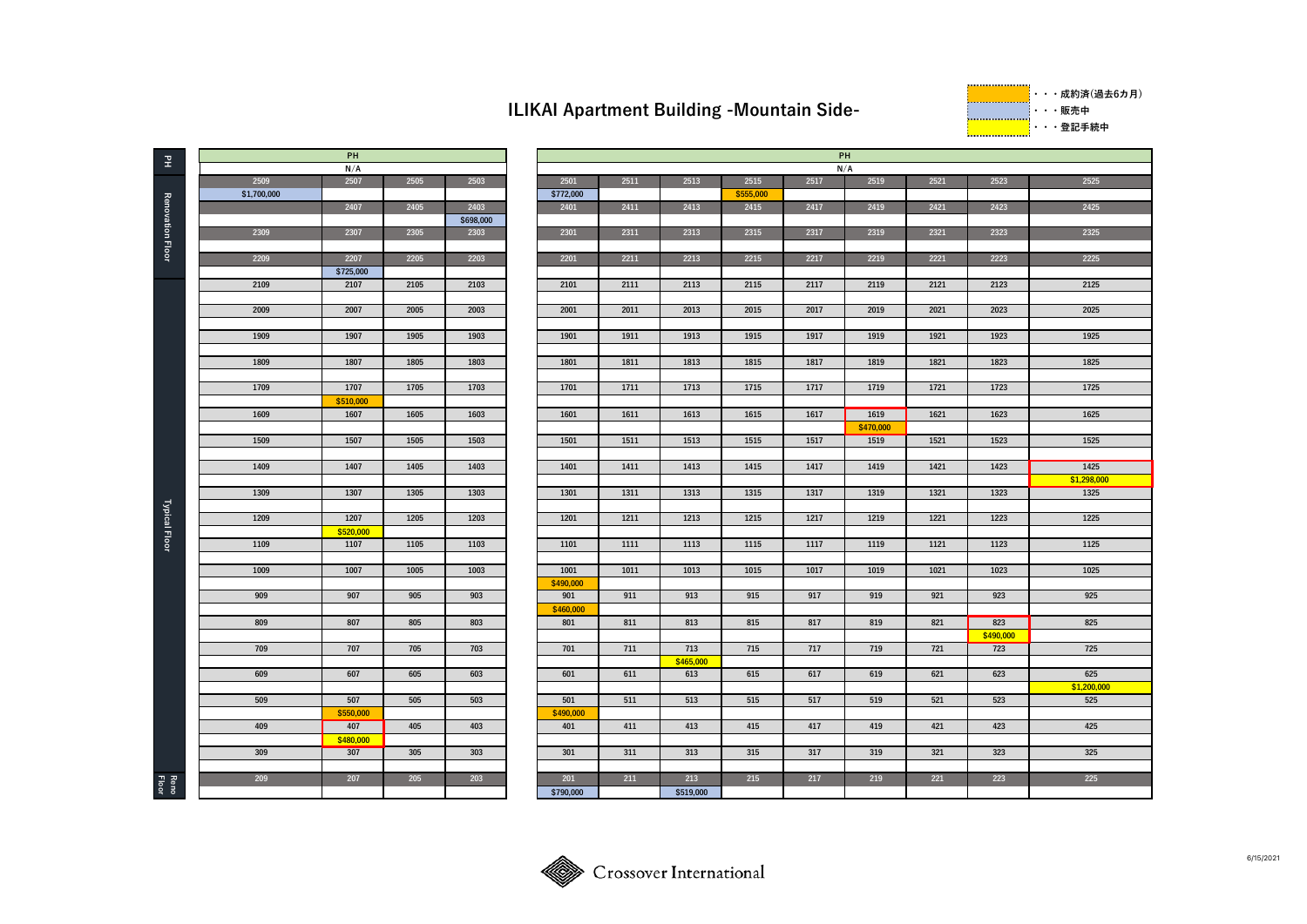# ILIKAI Apartment Building -Mountain Side-

・・・成約済(過去6カ月)
・・・販売中
・・・登記手続中

| | | | | | | | | | | | | | | |
|---|---|---|---|---|---|---|---|---|---|---|---|---|---|---|
| PH | | | | | PH | | | | | | | | | |
| N/A | | | | | N/A | | | | | | | | | |
| Renovation Floor | 2509 | 2507 | 2505 | 2503 | 2501 | 2511 | 2513 | 2515 | 2517 | 2519 | 2521 | 2523 | 2525 |
| | $1,700,000 | | | | $772,000 | | | $555,000 | | | | | |
| | | 2407 | 2405 | 2403 | 2401 | 2411 | 2413 | 2415 | 2417 | 2419 | 2421 | 2423 | 2425 |
| | | | | $698,000 | | | | | | | | | |
| | 2309 | 2307 | 2305 | 2303 | 2301 | 2311 | 2313 | 2315 | 2317 | 2319 | 2321 | 2323 | 2325 |
| | 2209 | 2207 | 2205 | 2203 | 2201 | 2211 | 2213 | 2215 | 2217 | 2219 | 2221 | 2223 | 2225 |
| | | $725,000 | | | | | | | | | | | |
| Typical Floor | 2109 | 2107 | 2105 | 2103 | 2101 | 2111 | 2113 | 2115 | 2117 | 2119 | 2121 | 2123 | 2125 |
| | 2009 | 2007 | 2005 | 2003 | 2001 | 2011 | 2013 | 2015 | 2017 | 2019 | 2021 | 2023 | 2025 |
| | 1909 | 1907 | 1905 | 1903 | 1901 | 1911 | 1913 | 1915 | 1917 | 1919 | 1921 | 1923 | 1925 |
| | 1809 | 1807 | 1805 | 1803 | 1801 | 1811 | 1813 | 1815 | 1817 | 1819 | 1821 | 1823 | 1825 |
| | 1709 | 1707 | 1705 | 1703 | 1701 | 1711 | 1713 | 1715 | 1717 | 1719 | 1721 | 1723 | 1725 |
| | | $510,000 | | | | | | | | | | | |
| | 1609 | 1607 | 1605 | 1603 | 1601 | 1611 | 1613 | 1615 | 1617 | 1619 | 1621 | 1623 | 1625 |
| | | | | | | | | | | $470,000 | | | |
| | 1509 | 1507 | 1505 | 1503 | 1501 | 1511 | 1513 | 1515 | 1517 | 1519 | 1521 | 1523 | 1525 |
| | 1409 | 1407 | 1405 | 1403 | 1401 | 1411 | 1413 | 1415 | 1417 | 1419 | 1421 | 1423 | 1425 |
| | | | | | | | | | | | | | $1,298,000 |
| | 1309 | 1307 | 1305 | 1303 | 1301 | 1311 | 1313 | 1315 | 1317 | 1319 | 1321 | 1323 | 1325 |
| | 1209 | 1207 | 1205 | 1203 | 1201 | 1211 | 1213 | 1215 | 1217 | 1219 | 1221 | 1223 | 1225 |
| | | $520,000 | | | | | | | | | | | |
| | 1109 | 1107 | 1105 | 1103 | 1101 | 1111 | 1113 | 1115 | 1117 | 1119 | 1121 | 1123 | 1125 |
| | 1009 | 1007 | 1005 | 1003 | 1001 | 1011 | 1013 | 1015 | 1017 | 1019 | 1021 | 1023 | 1025 |
| | | | | | $490,000 | | | | | | | | |
| | 909 | 907 | 905 | 903 | 901 | 911 | 913 | 915 | 917 | 919 | 921 | 923 | 925 |
| | | | | | $460,000 | | | | | | | | |
| | 809 | 807 | 805 | 803 | 801 | 811 | 813 | 815 | 817 | 819 | 821 | 823 | 825 |
| | | | | | | | | | | | | $490,000 | |
| | 709 | 707 | 705 | 703 | 701 | 711 | 713 | 715 | 717 | 719 | 721 | 723 | 725 |
| | | | | | | | $465,000 | | | | | | |
| | 609 | 607 | 605 | 603 | 601 | 611 | 613 | 615 | 617 | 619 | 621 | 623 | 625 |
| | | | | | | | | | | | | | $1,200,000 |
| | 509 | 507 | 505 | 503 | 501 | 511 | 513 | 515 | 517 | 519 | 521 | 523 | 525 |
| | | $550,000 | | | $490,000 | | | | | | | | |
| | 409 | 407 | 405 | 403 | 401 | 411 | 413 | 415 | 417 | 419 | 421 | 423 | 425 |
| | | $480,000 | | | | | | | | | | | |
| | 309 | 307 | 305 | 303 | 301 | 311 | 313 | 315 | 317 | 319 | 321 | 323 | 325 |
| Reno Floor | 209 | 207 | 205 | 203 | 201 | 211 | 213 | 215 | 217 | 219 | 221 | 223 | 225 |
| | | | | | $790,000 | | $519,000 | | | | | | |

Crossover International

6/15/2021